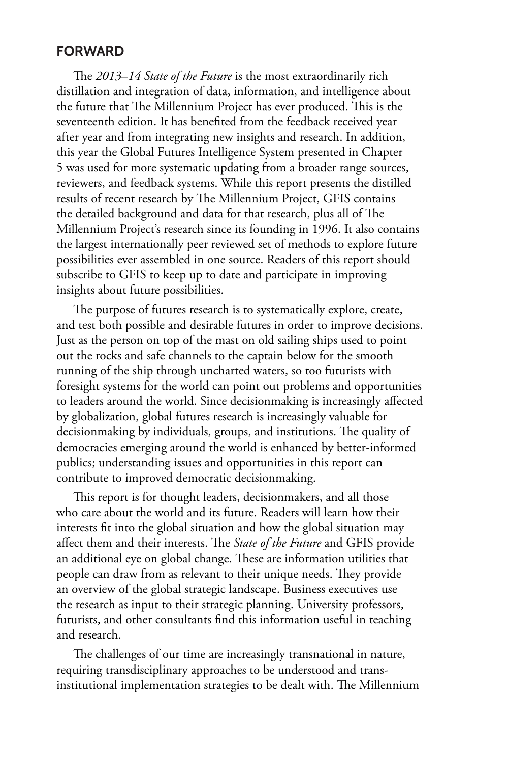## FORWARD

The *2013–14 State of the Future* is the most extraordinarily rich distillation and integration of data, information, and intelligence about the future that The Millennium Project has ever produced. This is the seventeenth edition. It has benefited from the feedback received year after year and from integrating new insights and research. In addition, this year the Global Futures Intelligence System presented in Chapter 5 was used for more systematic updating from a broader range sources, reviewers, and feedback systems. While this report presents the distilled results of recent research by The Millennium Project, GFIS contains the detailed background and data for that research, plus all of The Millennium Project's research since its founding in 1996. It also contains the largest internationally peer reviewed set of methods to explore future possibilities ever assembled in one source. Readers of this report should subscribe to GFIS to keep up to date and participate in improving insights about future possibilities.

The purpose of futures research is to systematically explore, create, and test both possible and desirable futures in order to improve decisions. Just as the person on top of the mast on old sailing ships used to point out the rocks and safe channels to the captain below for the smooth running of the ship through uncharted waters, so too futurists with foresight systems for the world can point out problems and opportunities to leaders around the world. Since decisionmaking is increasingly affected by globalization, global futures research is increasingly valuable for decisionmaking by individuals, groups, and institutions. The quality of democracies emerging around the world is enhanced by better-informed publics; understanding issues and opportunities in this report can contribute to improved democratic decisionmaking.

This report is for thought leaders, decisionmakers, and all those who care about the world and its future. Readers will learn how their interests fit into the global situation and how the global situation may affect them and their interests. The *State of the Future* and GFIS provide an additional eye on global change. These are information utilities that people can draw from as relevant to their unique needs. They provide an overview of the global strategic landscape. Business executives use the research as input to their strategic planning. University professors, futurists, and other consultants find this information useful in teaching and research.

The challenges of our time are increasingly transnational in nature, requiring transdisciplinary approaches to be understood and trans-institutional implementation strategies to be dealt with. The Millennium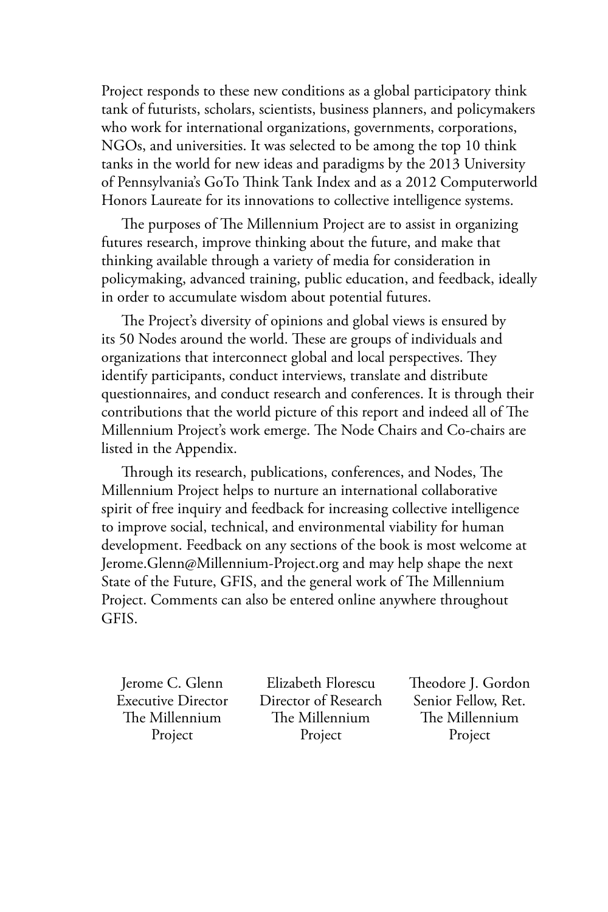Project responds to these new conditions as a global participatory think tank of futurists, scholars, scientists, business planners, and policymakers who work for international organizations, governments, corporations, NGOs, and universities. It was selected to be among the top 10 think tanks in the world for new ideas and paradigms by the 2013 University of Pennsylvania's GoTo Think Tank Index and as a 2012 Computerworld Honors Laureate for its innovations to collective intelligence systems.

The purposes of The Millennium Project are to assist in organizing futures research, improve thinking about the future, and make that thinking available through a variety of media for consideration in policymaking, advanced training, public education, and feedback, ideally in order to accumulate wisdom about potential futures.

The Project's diversity of opinions and global views is ensured by its 50 Nodes around the world. These are groups of individuals and organizations that interconnect global and local perspectives. They identify participants, conduct interviews, translate and distribute questionnaires, and conduct research and conferences. It is through their contributions that the world picture of this report and indeed all of The Millennium Project's work emerge. The Node Chairs and Co-chairs are listed in the Appendix.

Through its research, publications, conferences, and Nodes, The Millennium Project helps to nurture an international collaborative spirit of free inquiry and feedback for increasing collective intelligence to improve social, technical, and environmental viability for human development. Feedback on any sections of the book is most welcome at Jerome.Glenn@Millennium-Project.org and may help shape the next State of the Future, GFIS, and the general work of The Millennium Project. Comments can also be entered online anywhere throughout GFIS.

Jerome C. Glenn
Executive Director
The Millennium Project

Elizabeth Florescu
Director of Research
The Millennium Project

Theodore J. Gordon
Senior Fellow, Ret.
The Millennium Project